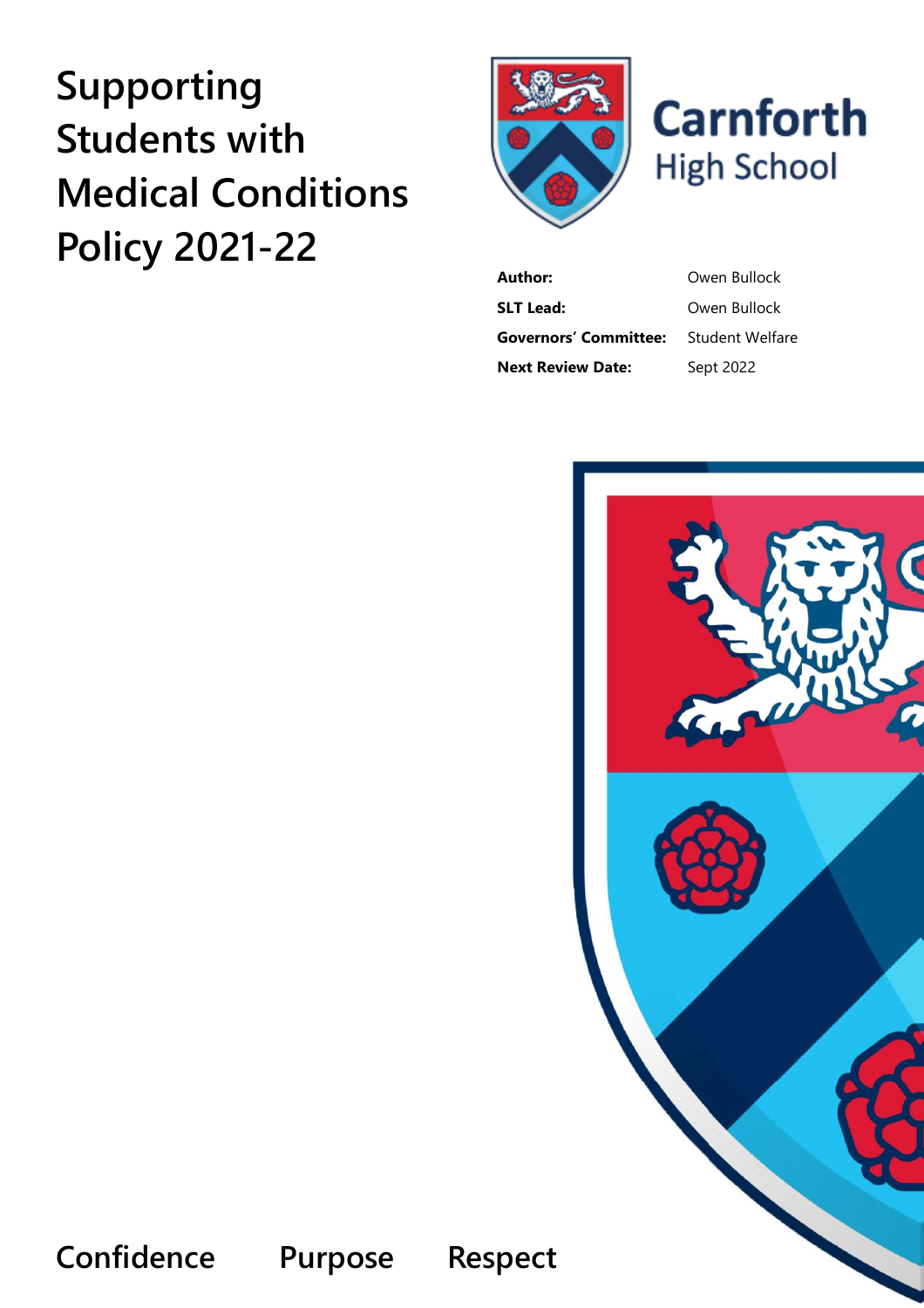# Supporting Students with Medical Conditions Policy 2021-22

Carnforth High School

| | |
|---|---|
| **Author:** | Owen Bullock |
| **SLT Lead:** | Owen Bullock |
| **Governors' Committee:** | Student Welfare |
| **Next Review Date:** | Sept 2022 |

Confidence Purpose Respect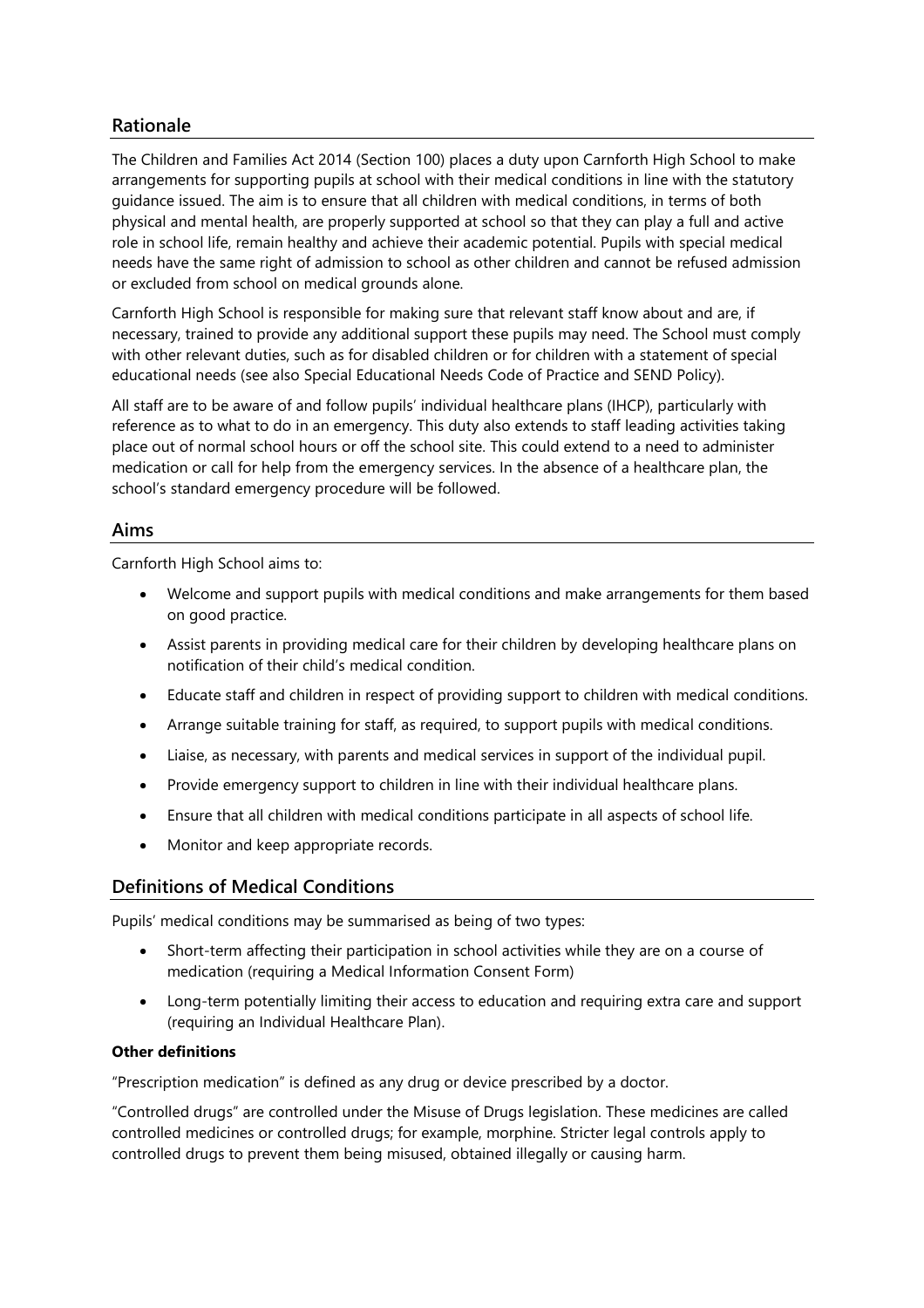## Rationale

The Children and Families Act 2014 (Section 100) places a duty upon Carnforth High School to make arrangements for supporting pupils at school with their medical conditions in line with the statutory guidance issued. The aim is to ensure that all children with medical conditions, in terms of both physical and mental health, are properly supported at school so that they can play a full and active role in school life, remain healthy and achieve their academic potential. Pupils with special medical needs have the same right of admission to school as other children and cannot be refused admission or excluded from school on medical grounds alone.

Carnforth High School is responsible for making sure that relevant staff know about and are, if necessary, trained to provide any additional support these pupils may need. The School must comply with other relevant duties, such as for disabled children or for children with a statement of special educational needs (see also Special Educational Needs Code of Practice and SEND Policy).

All staff are to be aware of and follow pupils' individual healthcare plans (IHCP), particularly with reference as to what to do in an emergency. This duty also extends to staff leading activities taking place out of normal school hours or off the school site. This could extend to a need to administer medication or call for help from the emergency services. In the absence of a healthcare plan, the school's standard emergency procedure will be followed.

## Aims

Carnforth High School aims to:

- Welcome and support pupils with medical conditions and make arrangements for them based on good practice.
- Assist parents in providing medical care for their children by developing healthcare plans on notification of their child's medical condition.
- Educate staff and children in respect of providing support to children with medical conditions.
- Arrange suitable training for staff, as required, to support pupils with medical conditions.
- Liaise, as necessary, with parents and medical services in support of the individual pupil.
- Provide emergency support to children in line with their individual healthcare plans.
- Ensure that all children with medical conditions participate in all aspects of school life.
- Monitor and keep appropriate records.

## Definitions of Medical Conditions

Pupils' medical conditions may be summarised as being of two types:

- Short-term affecting their participation in school activities while they are on a course of medication (requiring a Medical Information Consent Form)
- Long-term potentially limiting their access to education and requiring extra care and support (requiring an Individual Healthcare Plan).

**Other definitions**

"Prescription medication" is defined as any drug or device prescribed by a doctor.

"Controlled drugs" are controlled under the Misuse of Drugs legislation. These medicines are called controlled medicines or controlled drugs; for example, morphine. Stricter legal controls apply to controlled drugs to prevent them being misused, obtained illegally or causing harm.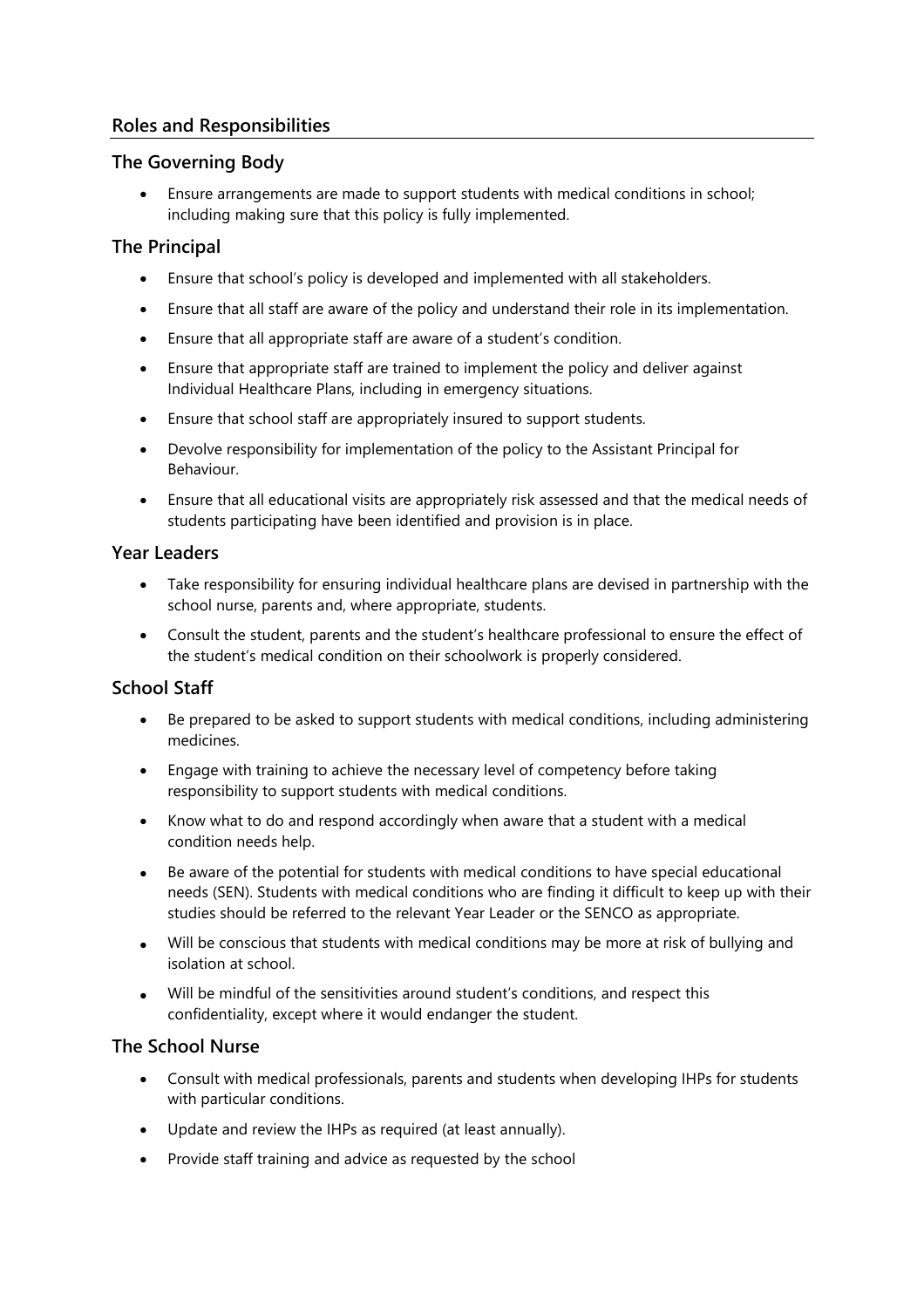## Roles and Responsibilities

### The Governing Body

- Ensure arrangements are made to support students with medical conditions in school; including making sure that this policy is fully implemented.

### The Principal

- Ensure that school's policy is developed and implemented with all stakeholders.
- Ensure that all staff are aware of the policy and understand their role in its implementation.
- Ensure that all appropriate staff are aware of a student's condition.
- Ensure that appropriate staff are trained to implement the policy and deliver against Individual Healthcare Plans, including in emergency situations.
- Ensure that school staff are appropriately insured to support students.
- Devolve responsibility for implementation of the policy to the Assistant Principal for Behaviour.
- Ensure that all educational visits are appropriately risk assessed and that the medical needs of students participating have been identified and provision is in place.

### Year Leaders

- Take responsibility for ensuring individual healthcare plans are devised in partnership with the school nurse, parents and, where appropriate, students.
- Consult the student, parents and the student's healthcare professional to ensure the effect of the student's medical condition on their schoolwork is properly considered.

### School Staff

- Be prepared to be asked to support students with medical conditions, including administering medicines.
- Engage with training to achieve the necessary level of competency before taking responsibility to support students with medical conditions.
- Know what to do and respond accordingly when aware that a student with a medical condition needs help.
- Be aware of the potential for students with medical conditions to have special educational needs (SEN). Students with medical conditions who are finding it difficult to keep up with their studies should be referred to the relevant Year Leader or the SENCO as appropriate.
- Will be conscious that students with medical conditions may be more at risk of bullying and isolation at school.
- Will be mindful of the sensitivities around student's conditions, and respect this confidentiality, except where it would endanger the student.

### The School Nurse

- Consult with medical professionals, parents and students when developing IHPs for students with particular conditions.
- Update and review the IHPs as required (at least annually).
- Provide staff training and advice as requested by the school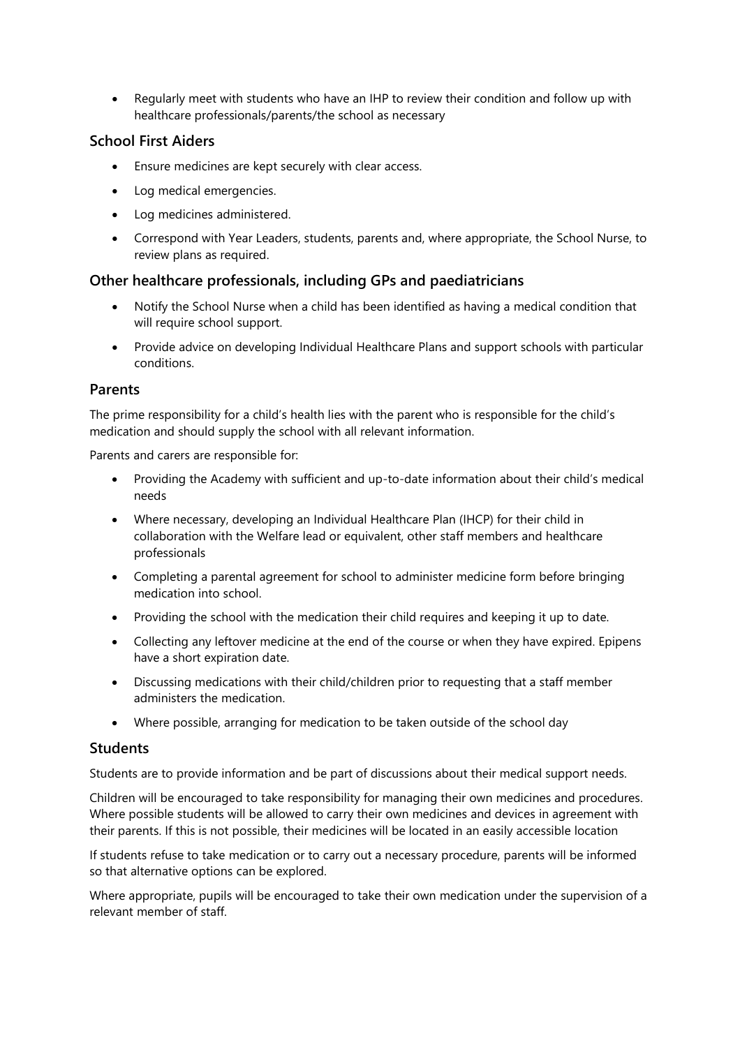- Regularly meet with students who have an IHP to review their condition and follow up with healthcare professionals/parents/the school as necessary

### School First Aiders

- Ensure medicines are kept securely with clear access.
- Log medical emergencies.
- Log medicines administered.
- Correspond with Year Leaders, students, parents and, where appropriate, the School Nurse, to review plans as required.

### Other healthcare professionals, including GPs and paediatricians

- Notify the School Nurse when a child has been identified as having a medical condition that will require school support.
- Provide advice on developing Individual Healthcare Plans and support schools with particular conditions.

### Parents

The prime responsibility for a child's health lies with the parent who is responsible for the child's medication and should supply the school with all relevant information.

Parents and carers are responsible for:

- Providing the Academy with sufficient and up-to-date information about their child's medical needs
- Where necessary, developing an Individual Healthcare Plan (IHCP) for their child in collaboration with the Welfare lead or equivalent, other staff members and healthcare professionals
- Completing a parental agreement for school to administer medicine form before bringing medication into school.
- Providing the school with the medication their child requires and keeping it up to date.
- Collecting any leftover medicine at the end of the course or when they have expired. Epipens have a short expiration date.
- Discussing medications with their child/children prior to requesting that a staff member administers the medication.
- Where possible, arranging for medication to be taken outside of the school day

### Students

Students are to provide information and be part of discussions about their medical support needs.

Children will be encouraged to take responsibility for managing their own medicines and procedures. Where possible students will be allowed to carry their own medicines and devices in agreement with their parents. If this is not possible, their medicines will be located in an easily accessible location

If students refuse to take medication or to carry out a necessary procedure, parents will be informed so that alternative options can be explored.

Where appropriate, pupils will be encouraged to take their own medication under the supervision of a relevant member of staff.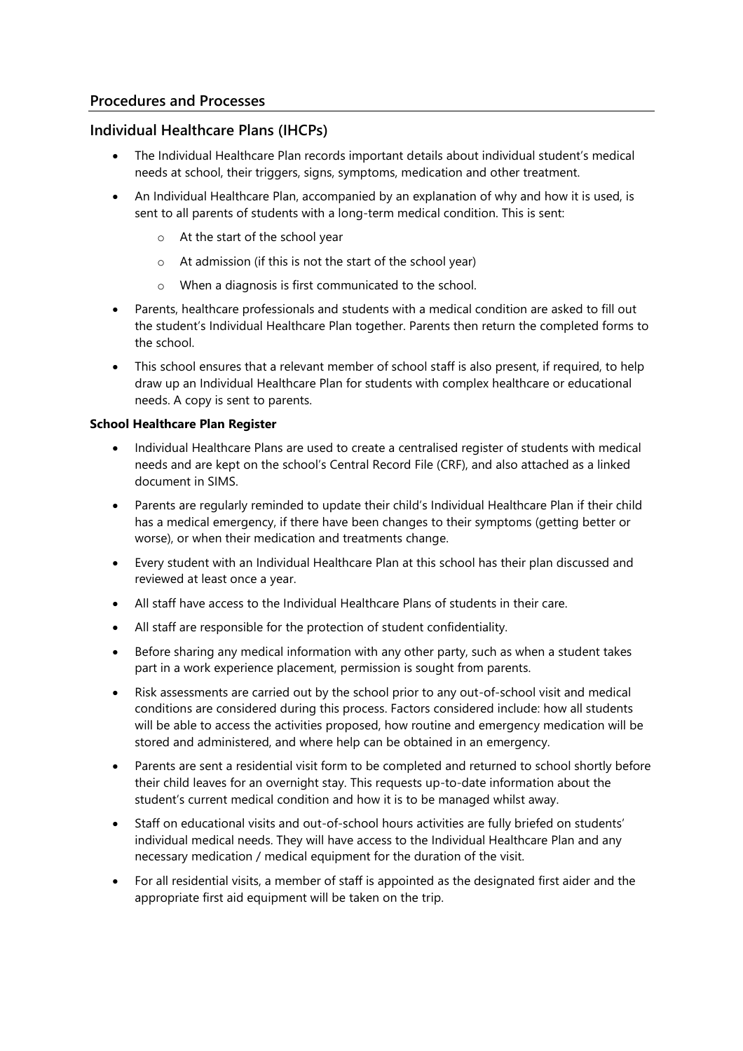## Procedures and Processes

### Individual Healthcare Plans (IHCPs)

- The Individual Healthcare Plan records important details about individual student's medical needs at school, their triggers, signs, symptoms, medication and other treatment.
- An Individual Healthcare Plan, accompanied by an explanation of why and how it is used, is sent to all parents of students with a long-term medical condition. This is sent:
  - At the start of the school year
  - At admission (if this is not the start of the school year)
  - When a diagnosis is first communicated to the school.
- Parents, healthcare professionals and students with a medical condition are asked to fill out the student's Individual Healthcare Plan together. Parents then return the completed forms to the school.
- This school ensures that a relevant member of school staff is also present, if required, to help draw up an Individual Healthcare Plan for students with complex healthcare or educational needs. A copy is sent to parents.

**School Healthcare Plan Register**

- Individual Healthcare Plans are used to create a centralised register of students with medical needs and are kept on the school's Central Record File (CRF), and also attached as a linked document in SIMS.
- Parents are regularly reminded to update their child's Individual Healthcare Plan if their child has a medical emergency, if there have been changes to their symptoms (getting better or worse), or when their medication and treatments change.
- Every student with an Individual Healthcare Plan at this school has their plan discussed and reviewed at least once a year.
- All staff have access to the Individual Healthcare Plans of students in their care.
- All staff are responsible for the protection of student confidentiality.
- Before sharing any medical information with any other party, such as when a student takes part in a work experience placement, permission is sought from parents.
- Risk assessments are carried out by the school prior to any out-of-school visit and medical conditions are considered during this process. Factors considered include: how all students will be able to access the activities proposed, how routine and emergency medication will be stored and administered, and where help can be obtained in an emergency.
- Parents are sent a residential visit form to be completed and returned to school shortly before their child leaves for an overnight stay. This requests up-to-date information about the student's current medical condition and how it is to be managed whilst away.
- Staff on educational visits and out-of-school hours activities are fully briefed on students' individual medical needs. They will have access to the Individual Healthcare Plan and any necessary medication / medical equipment for the duration of the visit.
- For all residential visits, a member of staff is appointed as the designated first aider and the appropriate first aid equipment will be taken on the trip.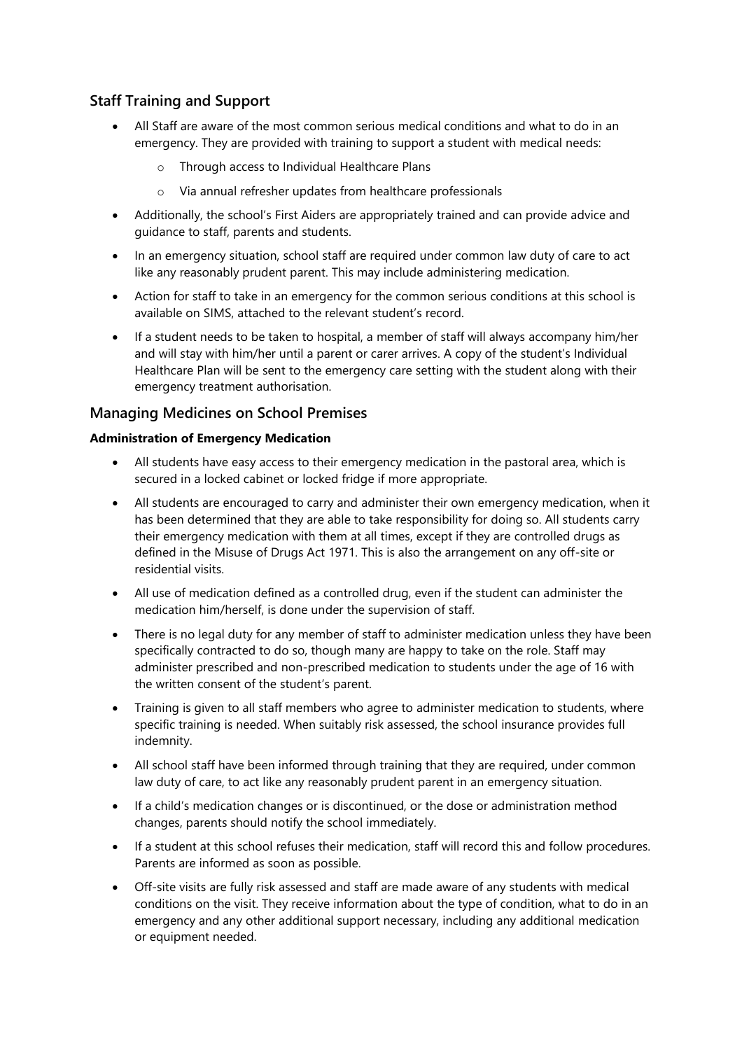## Staff Training and Support

- All Staff are aware of the most common serious medical conditions and what to do in an emergency. They are provided with training to support a student with medical needs:
  - Through access to Individual Healthcare Plans
  - Via annual refresher updates from healthcare professionals
- Additionally, the school's First Aiders are appropriately trained and can provide advice and guidance to staff, parents and students.
- In an emergency situation, school staff are required under common law duty of care to act like any reasonably prudent parent. This may include administering medication.
- Action for staff to take in an emergency for the common serious conditions at this school is available on SIMS, attached to the relevant student's record.
- If a student needs to be taken to hospital, a member of staff will always accompany him/her and will stay with him/her until a parent or carer arrives. A copy of the student's Individual Healthcare Plan will be sent to the emergency care setting with the student along with their emergency treatment authorisation.

## Managing Medicines on School Premises

**Administration of Emergency Medication**

- All students have easy access to their emergency medication in the pastoral area, which is secured in a locked cabinet or locked fridge if more appropriate.
- All students are encouraged to carry and administer their own emergency medication, when it has been determined that they are able to take responsibility for doing so. All students carry their emergency medication with them at all times, except if they are controlled drugs as defined in the Misuse of Drugs Act 1971. This is also the arrangement on any off-site or residential visits.
- All use of medication defined as a controlled drug, even if the student can administer the medication him/herself, is done under the supervision of staff.
- There is no legal duty for any member of staff to administer medication unless they have been specifically contracted to do so, though many are happy to take on the role. Staff may administer prescribed and non-prescribed medication to students under the age of 16 with the written consent of the student's parent.
- Training is given to all staff members who agree to administer medication to students, where specific training is needed. When suitably risk assessed, the school insurance provides full indemnity.
- All school staff have been informed through training that they are required, under common law duty of care, to act like any reasonably prudent parent in an emergency situation.
- If a child's medication changes or is discontinued, or the dose or administration method changes, parents should notify the school immediately.
- If a student at this school refuses their medication, staff will record this and follow procedures. Parents are informed as soon as possible.
- Off-site visits are fully risk assessed and staff are made aware of any students with medical conditions on the visit. They receive information about the type of condition, what to do in an emergency and any other additional support necessary, including any additional medication or equipment needed.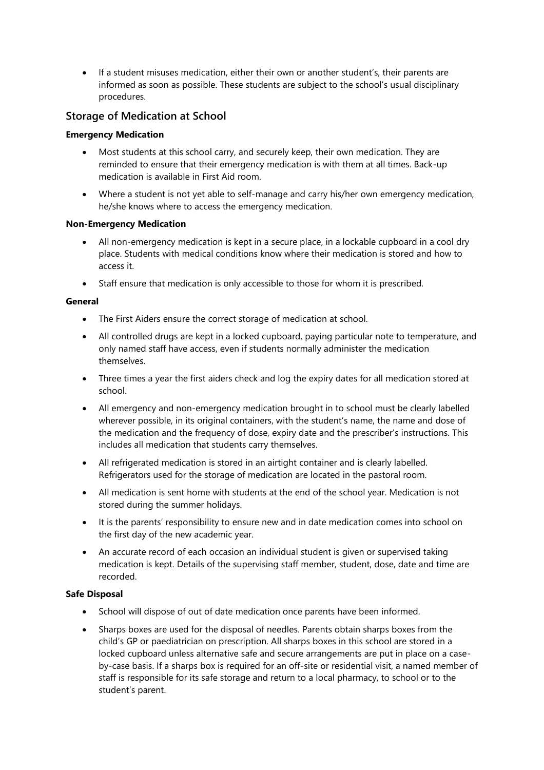- If a student misuses medication, either their own or another student's, their parents are informed as soon as possible. These students are subject to the school's usual disciplinary procedures.

## Storage of Medication at School

**Emergency Medication**

- Most students at this school carry, and securely keep, their own medication. They are reminded to ensure that their emergency medication is with them at all times. Back-up medication is available in First Aid room.
- Where a student is not yet able to self-manage and carry his/her own emergency medication, he/she knows where to access the emergency medication.

**Non-Emergency Medication**

- All non-emergency medication is kept in a secure place, in a lockable cupboard in a cool dry place. Students with medical conditions know where their medication is stored and how to access it.
- Staff ensure that medication is only accessible to those for whom it is prescribed.

**General**

- The First Aiders ensure the correct storage of medication at school.
- All controlled drugs are kept in a locked cupboard, paying particular note to temperature, and only named staff have access, even if students normally administer the medication themselves.
- Three times a year the first aiders check and log the expiry dates for all medication stored at school.
- All emergency and non-emergency medication brought in to school must be clearly labelled wherever possible, in its original containers, with the student's name, the name and dose of the medication and the frequency of dose, expiry date and the prescriber's instructions. This includes all medication that students carry themselves.
- All refrigerated medication is stored in an airtight container and is clearly labelled. Refrigerators used for the storage of medication are located in the pastoral room.
- All medication is sent home with students at the end of the school year. Medication is not stored during the summer holidays.
- It is the parents' responsibility to ensure new and in date medication comes into school on the first day of the new academic year.
- An accurate record of each occasion an individual student is given or supervised taking medication is kept. Details of the supervising staff member, student, dose, date and time are recorded.

**Safe Disposal**

- School will dispose of out of date medication once parents have been informed.
- Sharps boxes are used for the disposal of needles. Parents obtain sharps boxes from the child's GP or paediatrician on prescription. All sharps boxes in this school are stored in a locked cupboard unless alternative safe and secure arrangements are put in place on a case-by-case basis. If a sharps box is required for an off-site or residential visit, a named member of staff is responsible for its safe storage and return to a local pharmacy, to school or to the student's parent.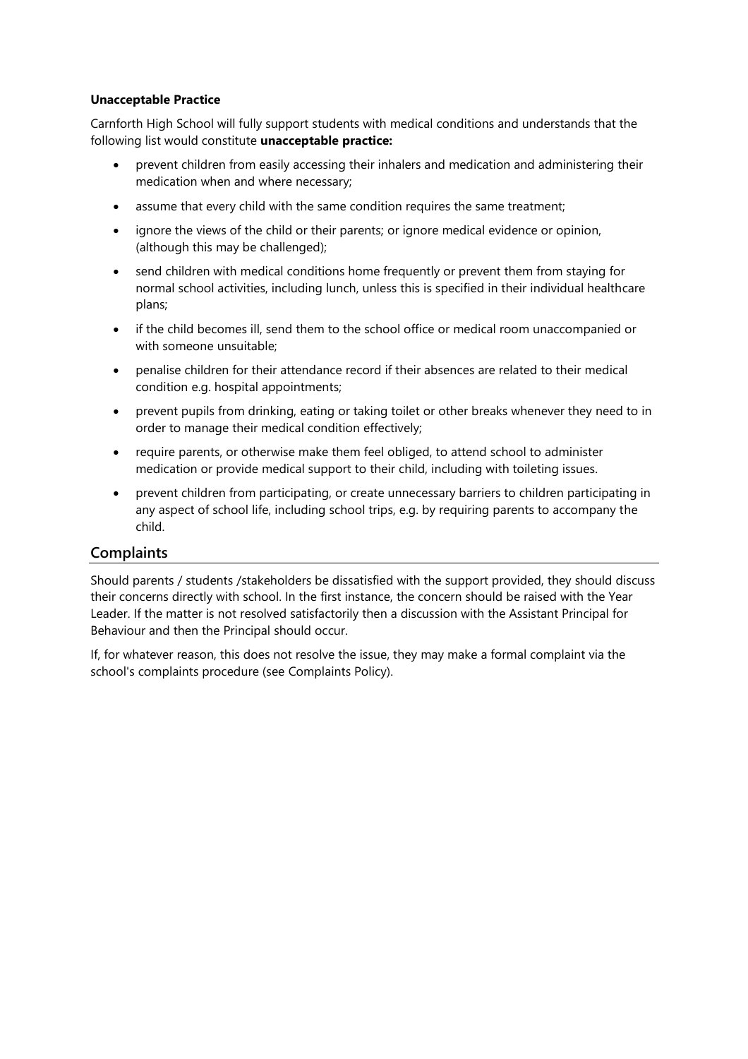**Unacceptable Practice**

Carnforth High School will fully support students with medical conditions and understands that the following list would constitute **unacceptable practice:**

- prevent children from easily accessing their inhalers and medication and administering their medication when and where necessary;
- assume that every child with the same condition requires the same treatment;
- ignore the views of the child or their parents; or ignore medical evidence or opinion, (although this may be challenged);
- send children with medical conditions home frequently or prevent them from staying for normal school activities, including lunch, unless this is specified in their individual healthcare plans;
- if the child becomes ill, send them to the school office or medical room unaccompanied or with someone unsuitable;
- penalise children for their attendance record if their absences are related to their medical condition e.g. hospital appointments;
- prevent pupils from drinking, eating or taking toilet or other breaks whenever they need to in order to manage their medical condition effectively;
- require parents, or otherwise make them feel obliged, to attend school to administer medication or provide medical support to their child, including with toileting issues.
- prevent children from participating, or create unnecessary barriers to children participating in any aspect of school life, including school trips, e.g. by requiring parents to accompany the child.

## Complaints

Should parents / students /stakeholders be dissatisfied with the support provided, they should discuss their concerns directly with school. In the first instance, the concern should be raised with the Year Leader. If the matter is not resolved satisfactorily then a discussion with the Assistant Principal for Behaviour and then the Principal should occur.

If, for whatever reason, this does not resolve the issue, they may make a formal complaint via the school's complaints procedure (see Complaints Policy).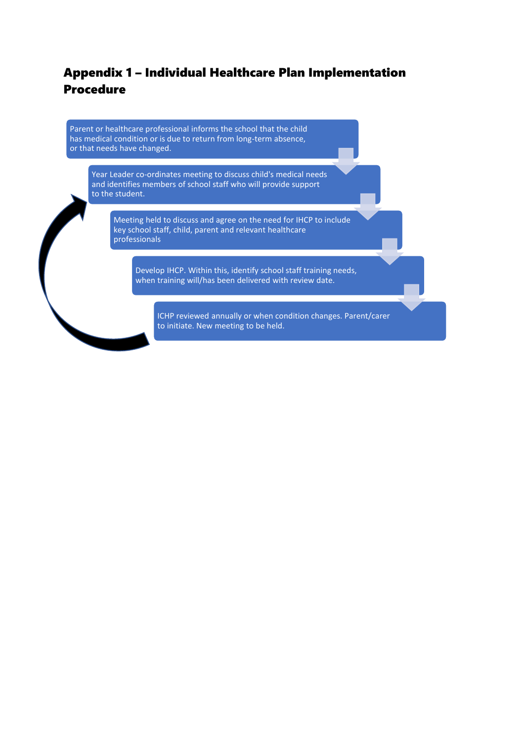# Appendix 1 – Individual Healthcare Plan Implementation Procedure

1. Parent or healthcare professional informs the school that the child has medical condition or is due to return from long-term absence, or that needs have changed.
2. Year Leader co-ordinates meeting to discuss child's medical needs and identifies members of school staff who will provide support to the student.
3. Meeting held to discuss and agree on the need for IHCP to include key school staff, child, parent and relevant healthcare professionals
4. Develop IHCP. Within this, identify school staff training needs, when training will/has been delivered with review date.
5. ICHP reviewed annually or when condition changes. Parent/carer to initiate. New meeting to be held.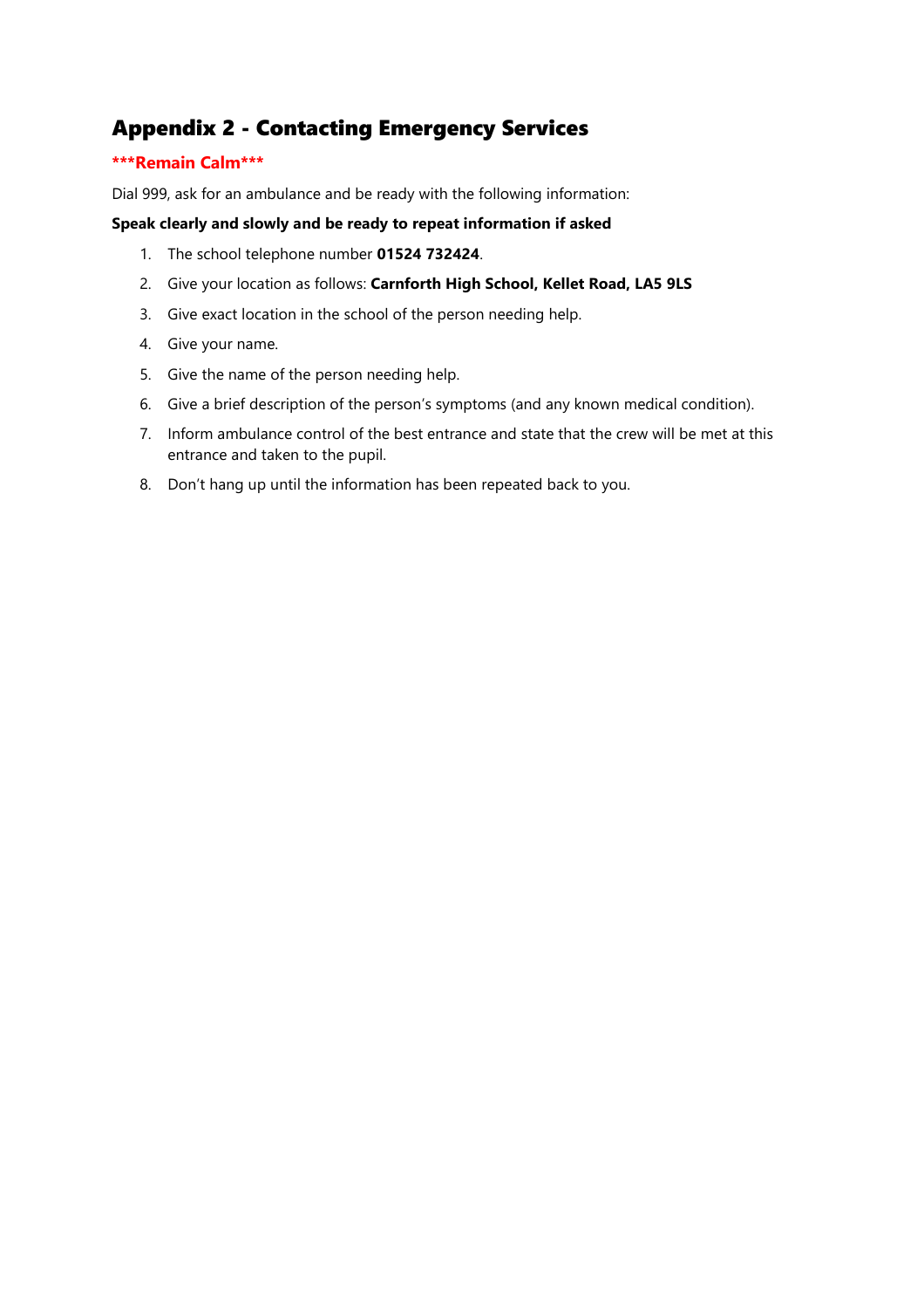## Appendix 2 - Contacting Emergency Services

**\*\*\*Remain Calm\*\*\***

Dial 999, ask for an ambulance and be ready with the following information:

**Speak clearly and slowly and be ready to repeat information if asked**

1. The school telephone number **01524 732424**.
2. Give your location as follows: **Carnforth High School, Kellet Road, LA5 9LS**
3. Give exact location in the school of the person needing help.
4. Give your name.
5. Give the name of the person needing help.
6. Give a brief description of the person's symptoms (and any known medical condition).
7. Inform ambulance control of the best entrance and state that the crew will be met at this entrance and taken to the pupil.
8. Don't hang up until the information has been repeated back to you.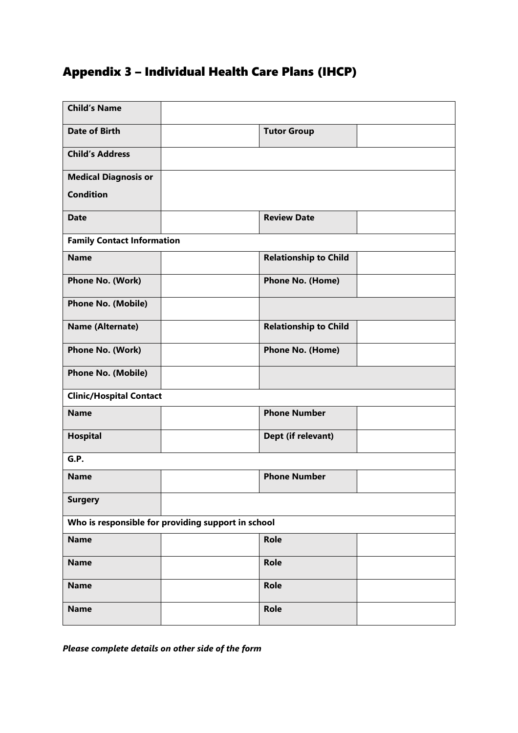# Appendix 3 – Individual Health Care Plans (IHCP)

| **Child's Name** | | | |
|---|---|---|---|
| **Date of Birth** | | **Tutor Group** | |
| **Child's Address** | | | |
| **Medical Diagnosis or Condition** | | | |
| **Date** | | **Review Date** | |
| **Family Contact Information** | | | |
| **Name** | | **Relationship to Child** | |
| **Phone No. (Work)** | | **Phone No. (Home)** | |
| **Phone No. (Mobile)** | | | |
| **Name (Alternate)** | | **Relationship to Child** | |
| **Phone No. (Work)** | | **Phone No. (Home)** | |
| **Phone No. (Mobile)** | | | |
| **Clinic/Hospital Contact** | | | |
| **Name** | | **Phone Number** | |
| **Hospital** | | **Dept (if relevant)** | |
| **G.P.** | | | |
| **Name** | | **Phone Number** | |
| **Surgery** | | | |
| **Who is responsible for providing support in school** | | | |
| **Name** | | **Role** | |
| **Name** | | **Role** | |
| **Name** | | **Role** | |
| **Name** | | **Role** | |

***Please complete details on other side of the form***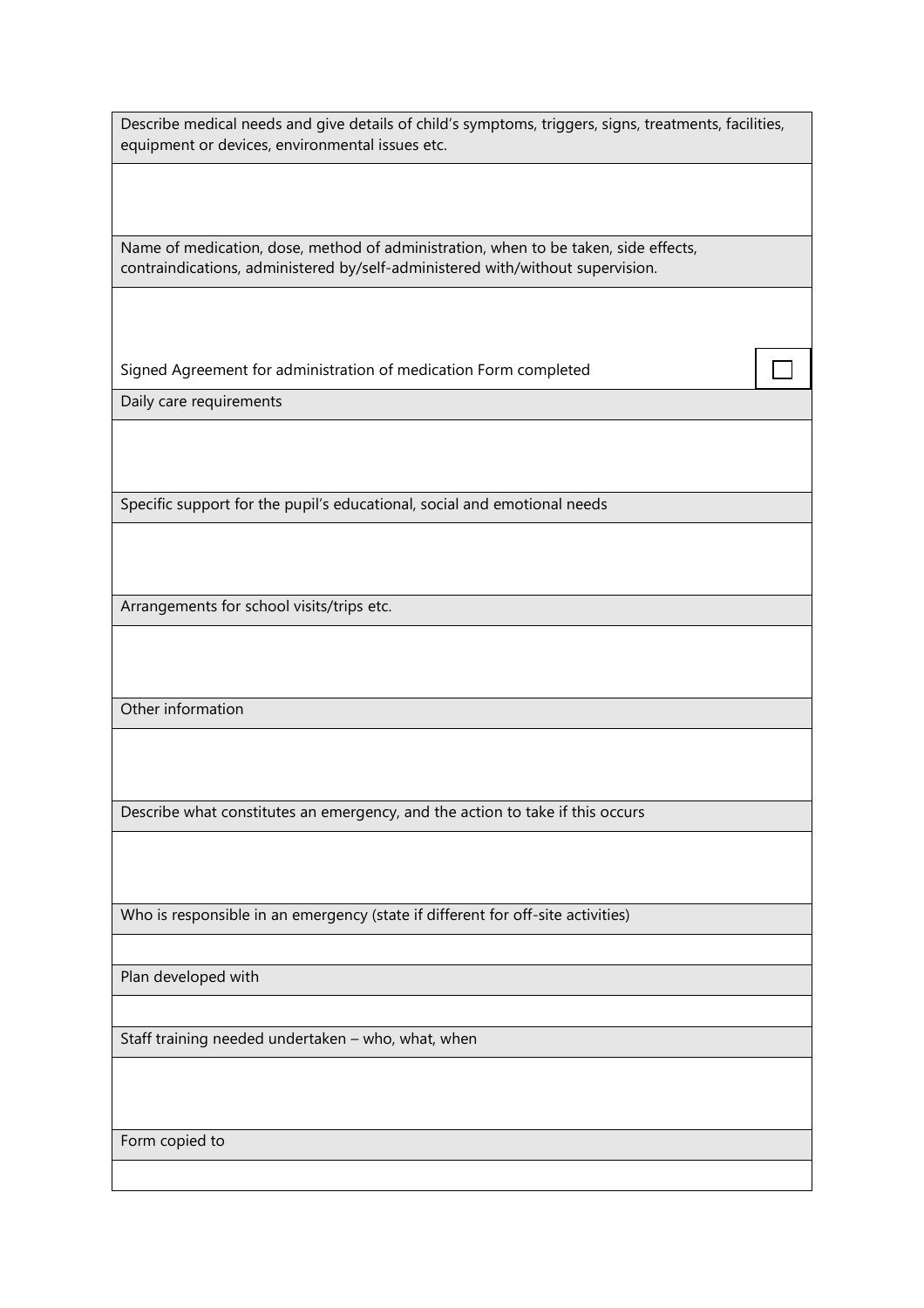| Describe medical needs and give details of child's symptoms, triggers, signs, treatments, facilities, equipment or devices, environmental issues etc. | |
|---|---|
| | |
| Name of medication, dose, method of administration, when to be taken, side effects, contraindications, administered by/self-administered with/without supervision. | |
| | |
| Signed Agreement for administration of medication Form completed | ☐ |
| Daily care requirements | |
| | |
| Specific support for the pupil's educational, social and emotional needs | |
| | |
| Arrangements for school visits/trips etc. | |
| | |
| Other information | |
| | |
| Describe what constitutes an emergency, and the action to take if this occurs | |
| | |
| Who is responsible in an emergency (state if different for off-site activities) | |
| | |
| Plan developed with | |
| | |
| Staff training needed undertaken – who, what, when | |
| | |
| Form copied to | |
| | |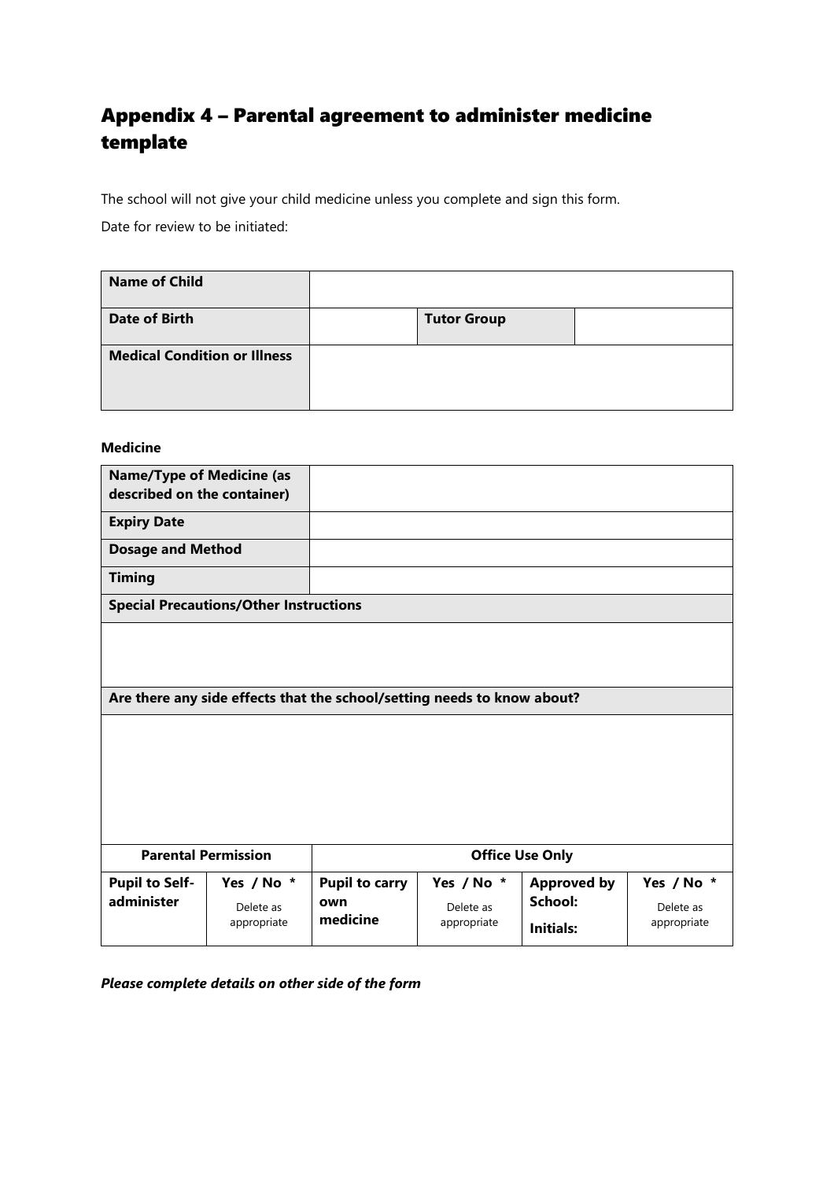## Appendix 4 – Parental agreement to administer medicine template

The school will not give your child medicine unless you complete and sign this form.

Date for review to be initiated:

| **Name of Child** | | | |
|---|---|---|---|
| **Date of Birth** | | **Tutor Group** | |
| **Medical Condition or Illness** | | | |

**Medicine**

| **Name/Type of Medicine (as described on the container)** | |
|---|---|
| **Expiry Date** | |
| **Dosage and Method** | |
| **Timing** | |
| **Special Precautions/Other Instructions** | |
| | |
| **Are there any side effects that the school/setting needs to know about?** | |
| | |

| **Parental Permission** | | **Office Use Only** | | | |
|---|---|---|---|---|---|
| **Pupil to Self-administer** | Yes / No * Delete as appropriate | **Pupil to carry own medicine** | Yes / No * Delete as appropriate | **Approved by School:** **Initials:** | Yes / No * Delete as appropriate |

***Please complete details on other side of the form***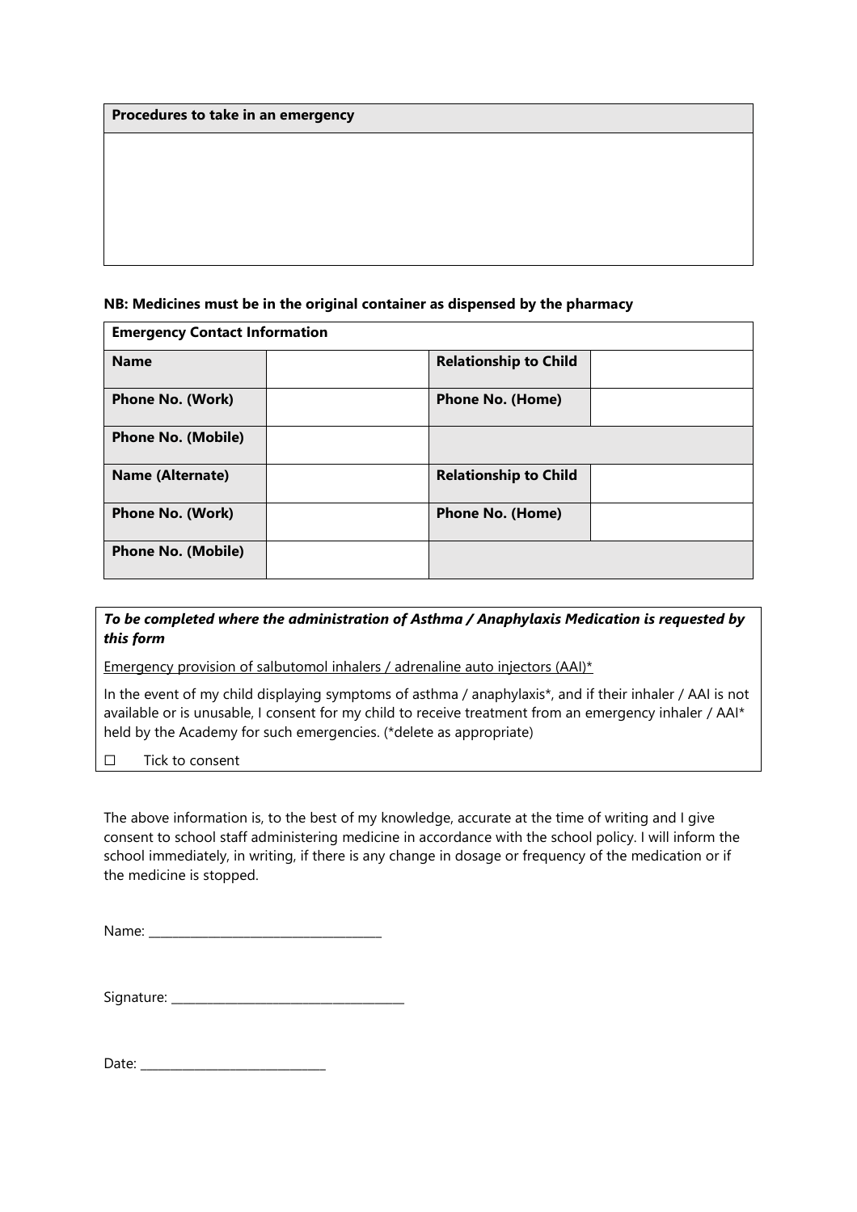| **Procedures to take in an emergency** |
| --- |
| |

**NB: Medicines must be in the original container as dispensed by the pharmacy**

| **Emergency Contact Information** | | | |
| --- | --- | --- | --- |
| **Name** | | **Relationship to Child** | |
| **Phone No. (Work)** | | **Phone No. (Home)** | |
| **Phone No. (Mobile)** | | | |
| **Name (Alternate)** | | **Relationship to Child** | |
| **Phone No. (Work)** | | **Phone No. (Home)** | |
| **Phone No. (Mobile)** | | | |

***To be completed where the administration of Asthma / Anaphylaxis Medication is requested by this form***

Emergency provision of salbutomol inhalers / adrenaline auto injectors (AAI)*

In the event of my child displaying symptoms of asthma / anaphylaxis*, and if their inhaler / AAI is not available or is unusable, I consent for my child to receive treatment from an emergency inhaler / AAI* held by the Academy for such emergencies. (*delete as appropriate)

☐ Tick to consent

The above information is, to the best of my knowledge, accurate at the time of writing and I give consent to school staff administering medicine in accordance with the school policy. I will inform the school immediately, in writing, if there is any change in dosage or frequency of the medication or if the medicine is stopped.

Name: ____________________________________

Signature: ____________________________________

Date: ____________________________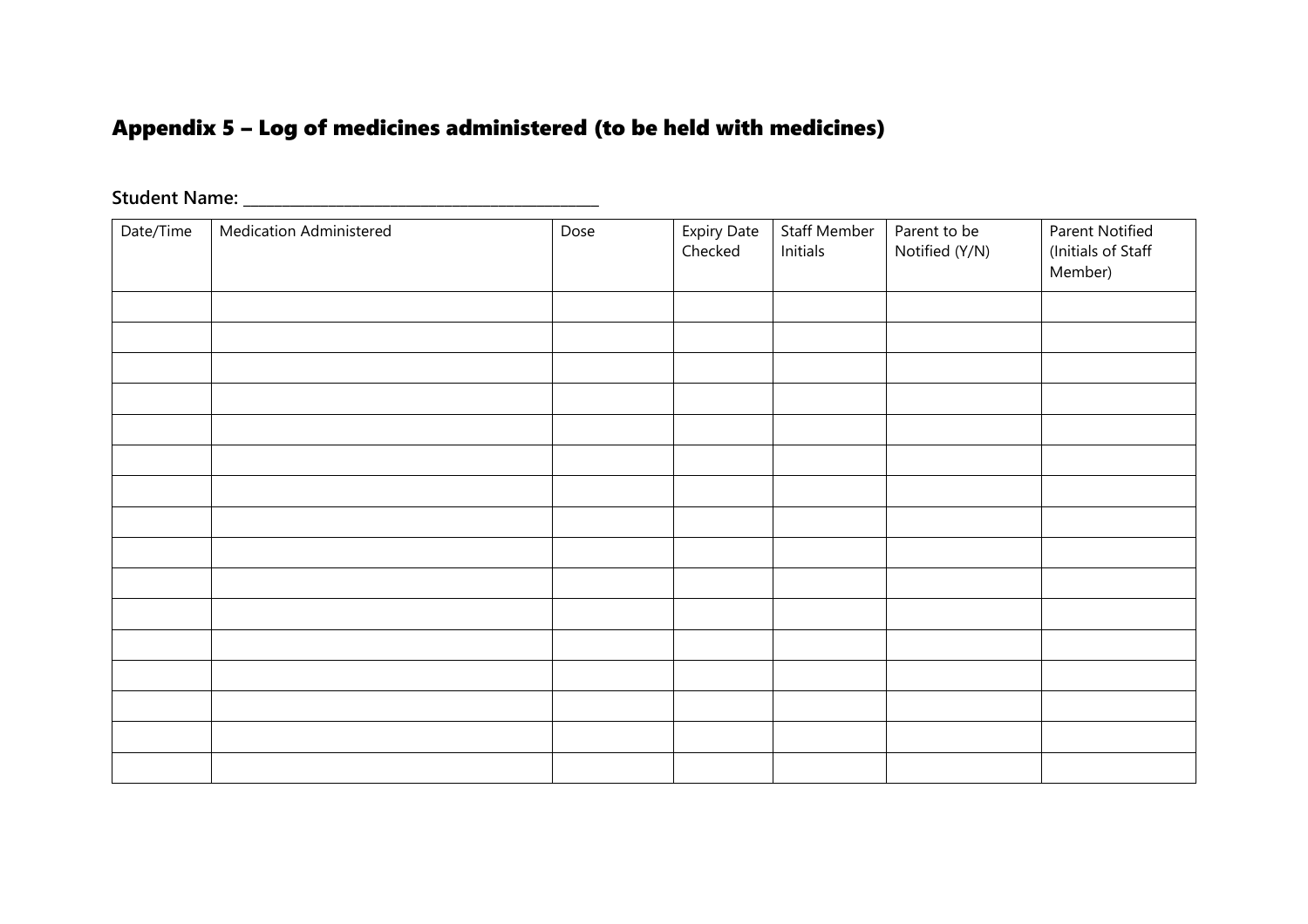## Appendix 5 – Log of medicines administered (to be held with medicines)

**Student Name:** ___________________________________________

| Date/Time | Medication Administered | Dose | Expiry Date Checked | Staff Member Initials | Parent to be Notified (Y/N) | Parent Notified (Initials of Staff Member) |
|---|---|---|---|---|---|---|
| | | | | | | |
| | | | | | | |
| | | | | | | |
| | | | | | | |
| | | | | | | |
| | | | | | | |
| | | | | | | |
| | | | | | | |
| | | | | | | |
| | | | | | | |
| | | | | | | |
| | | | | | | |
| | | | | | | |
| | | | | | | |
| | | | | | | |
| | | | | | | |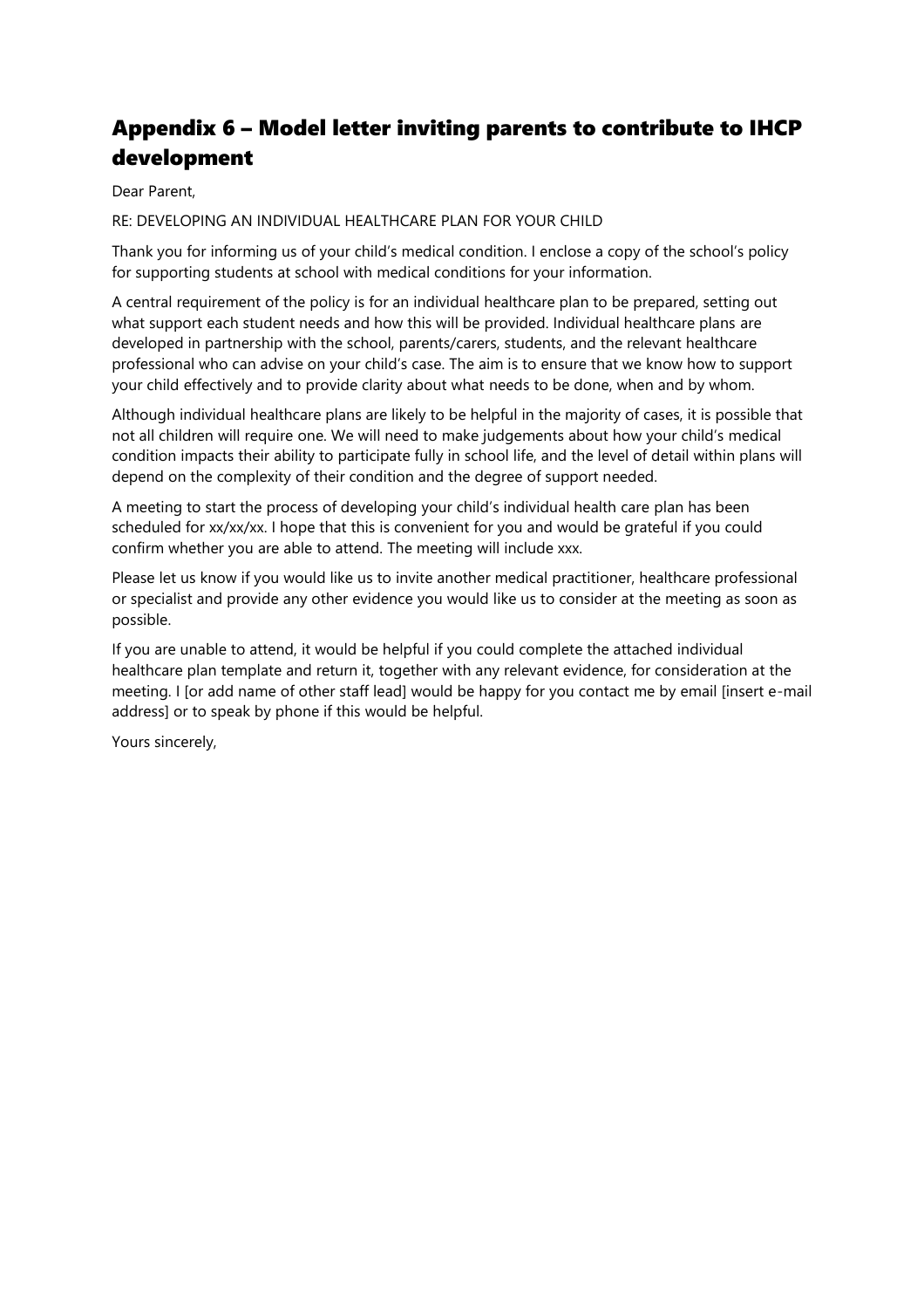## Appendix 6 – Model letter inviting parents to contribute to IHCP development

Dear Parent,

RE: DEVELOPING AN INDIVIDUAL HEALTHCARE PLAN FOR YOUR CHILD

Thank you for informing us of your child's medical condition. I enclose a copy of the school's policy for supporting students at school with medical conditions for your information.

A central requirement of the policy is for an individual healthcare plan to be prepared, setting out what support each student needs and how this will be provided. Individual healthcare plans are developed in partnership with the school, parents/carers, students, and the relevant healthcare professional who can advise on your child's case. The aim is to ensure that we know how to support your child effectively and to provide clarity about what needs to be done, when and by whom.

Although individual healthcare plans are likely to be helpful in the majority of cases, it is possible that not all children will require one. We will need to make judgements about how your child's medical condition impacts their ability to participate fully in school life, and the level of detail within plans will depend on the complexity of their condition and the degree of support needed.

A meeting to start the process of developing your child's individual health care plan has been scheduled for xx/xx/xx. I hope that this is convenient for you and would be grateful if you could confirm whether you are able to attend. The meeting will include xxx.

Please let us know if you would like us to invite another medical practitioner, healthcare professional or specialist and provide any other evidence you would like us to consider at the meeting as soon as possible.

If you are unable to attend, it would be helpful if you could complete the attached individual healthcare plan template and return it, together with any relevant evidence, for consideration at the meeting. I [or add name of other staff lead] would be happy for you contact me by email [insert e-mail address] or to speak by phone if this would be helpful.

Yours sincerely,